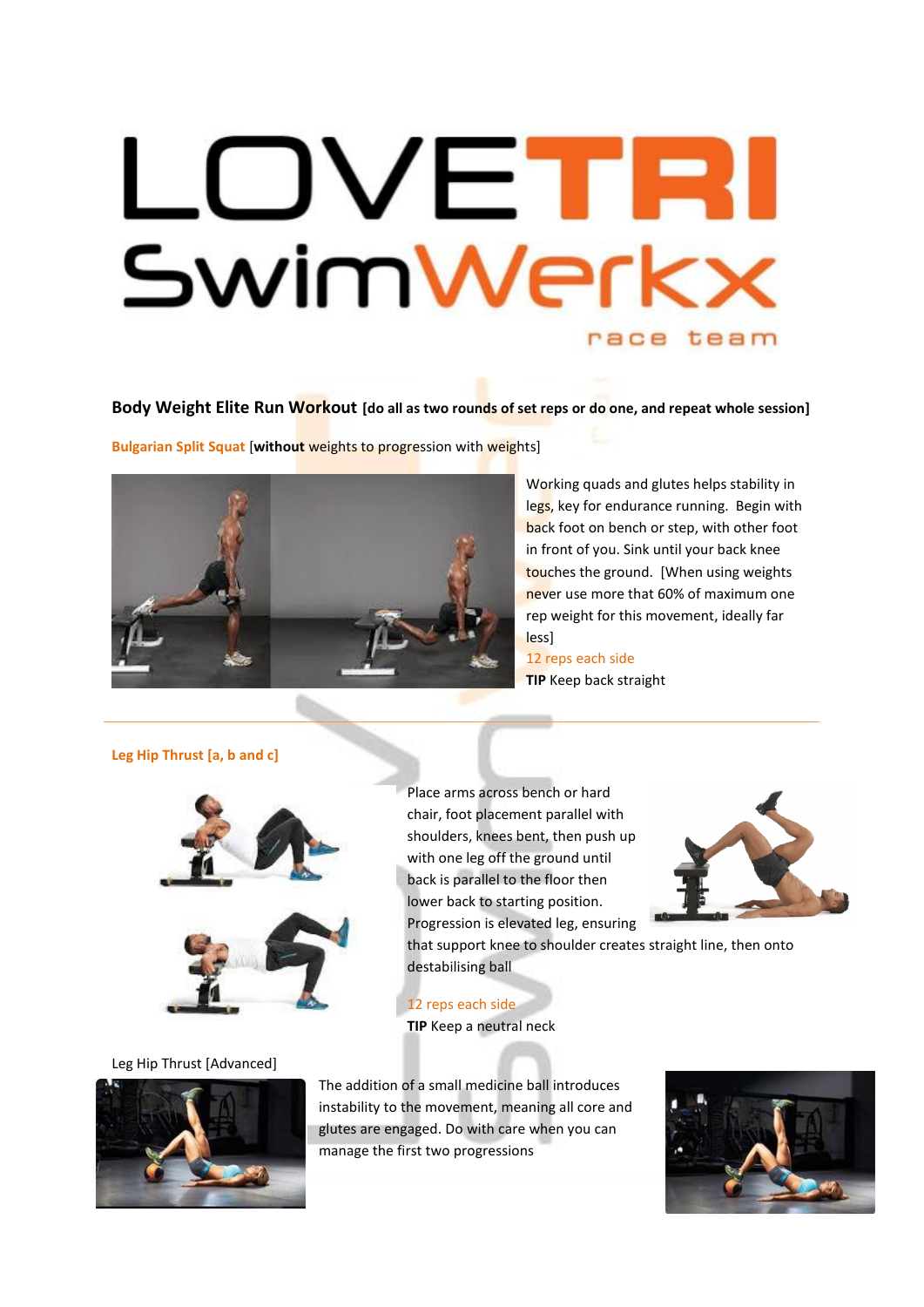# LOVETRI SwimWerkx

race team

## Body Weight Elite Run Workout [do all as two rounds of set reps or do one, and repeat whole session]

### Bulgarian Split Squat [**without** weights to progression with weights]

Working quads and glutes helps stability in legs, key for endurance running. Begin with back foot on bench or step, with other foot in front of you. Sink until your back knee touches the ground. [When using weights never use more that 60% of maximum one rep weight for this movement, ideally far less]

12 reps each side

**TIP** Keep back straight

---

### Leg Hip Thrust [a, b and c]

Place arms across bench or hard chair, foot placement parallel with shoulders, knees bent, then push up with one leg off the ground until back is parallel to the floor then lower back to starting position. Progression is elevated leg, ensuring that support knee to shoulder creates straight line, then onto destabilising ball

12 reps each side

**TIP** Keep a neutral neck

Leg Hip Thrust [Advanced]

The addition of a small medicine ball introduces instability to the movement, meaning all core and glutes are engaged. Do with care when you can manage the first two progressions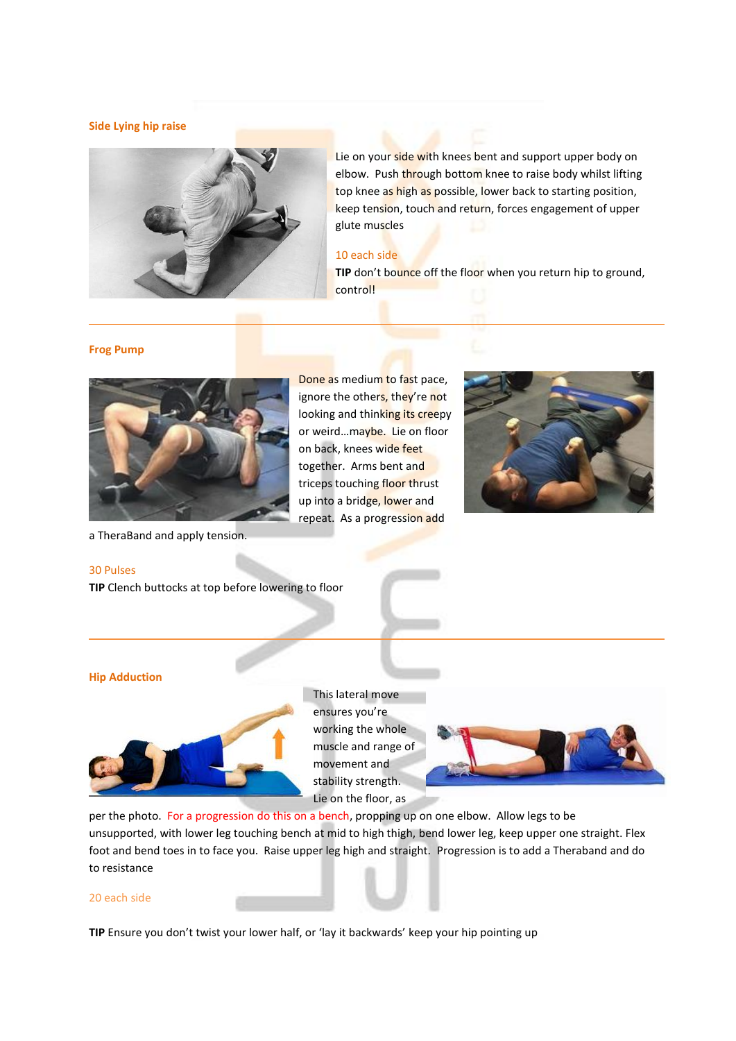## Side Lying hip raise

Lie on your side with knees bent and support upper body on elbow. Push through bottom knee to raise body whilst lifting top knee as high as possible, lower back to starting position, keep tension, touch and return, forces engagement of upper glute muscles

10 each side

**TIP** don't bounce off the floor when you return hip to ground, control!

---

## Frog Pump

Done as medium to fast pace, ignore the others, they're not looking and thinking its creepy or weird…maybe. Lie on floor on back, knees wide feet together. Arms bent and triceps touching floor thrust up into a bridge, lower and repeat. As a progression add a TheraBand and apply tension.

30 Pulses

**TIP** Clench buttocks at top before lowering to floor

---

## Hip Adduction

This lateral move ensures you're working the whole muscle and range of movement and stability strength. Lie on the floor, as per the photo. For a progression do this on a bench, propping up on one elbow. Allow legs to be unsupported, with lower leg touching bench at mid to high thigh, bend lower leg, keep upper one straight. Flex foot and bend toes in to face you. Raise upper leg high and straight. Progression is to add a Theraband and do to resistance

20 each side

**TIP** Ensure you don't twist your lower half, or 'lay it backwards' keep your hip pointing up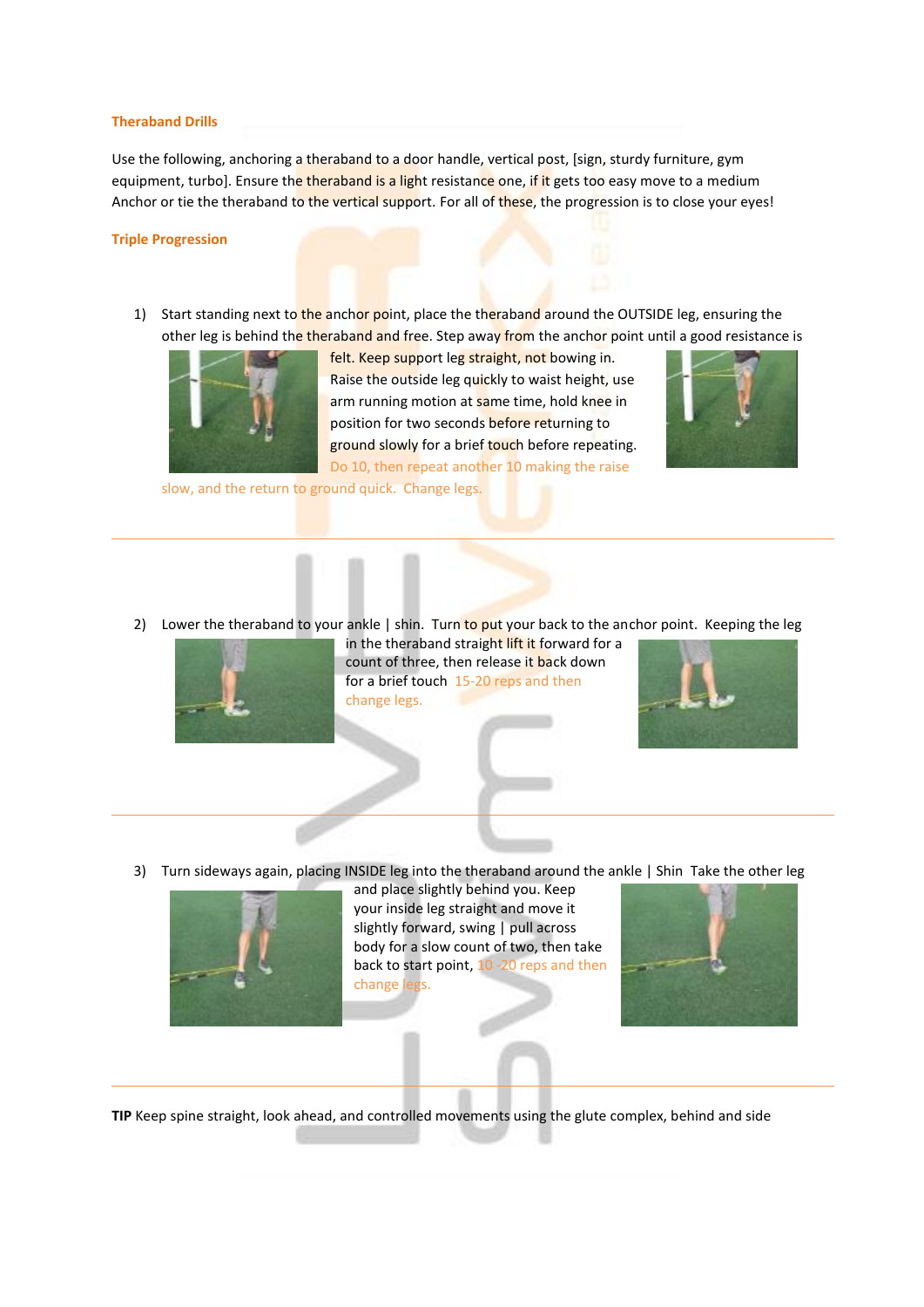## Theraband Drills

Use the following, anchoring a theraband to a door handle, vertical post, [sign, sturdy furniture, gym equipment, turbo]. Ensure the theraband is a light resistance one, if it gets too easy move to a medium Anchor or tie the theraband to the vertical support. For all of these, the progression is to close your eyes!

## Triple Progression

1) Start standing next to the anchor point, place the theraband around the OUTSIDE leg, ensuring the other leg is behind the theraband and free. Step away from the anchor point until a good resistance is felt. Keep support leg straight, not bowing in. Raise the outside leg quickly to waist height, use arm running motion at same time, hold knee in position for two seconds before returning to ground slowly for a brief touch before repeating. Do 10, then repeat another 10 making the raise slow, and the return to ground quick. Change legs.

---

2) Lower the theraband to your ankle | shin. Turn to put your back to the anchor point. Keeping the leg in the theraband straight lift it forward for a count of three, then release it back down for a brief touch 15-20 reps and then change legs.

---

3) Turn sideways again, placing INSIDE leg into the theraband around the ankle | Shin Take the other leg and place slightly behind you. Keep your inside leg straight and move it slightly forward, swing | pull across body for a slow count of two, then take back to start point, 10 -20 reps and then change legs.

---

**TIP** Keep spine straight, look ahead, and controlled movements using the glute complex, behind and side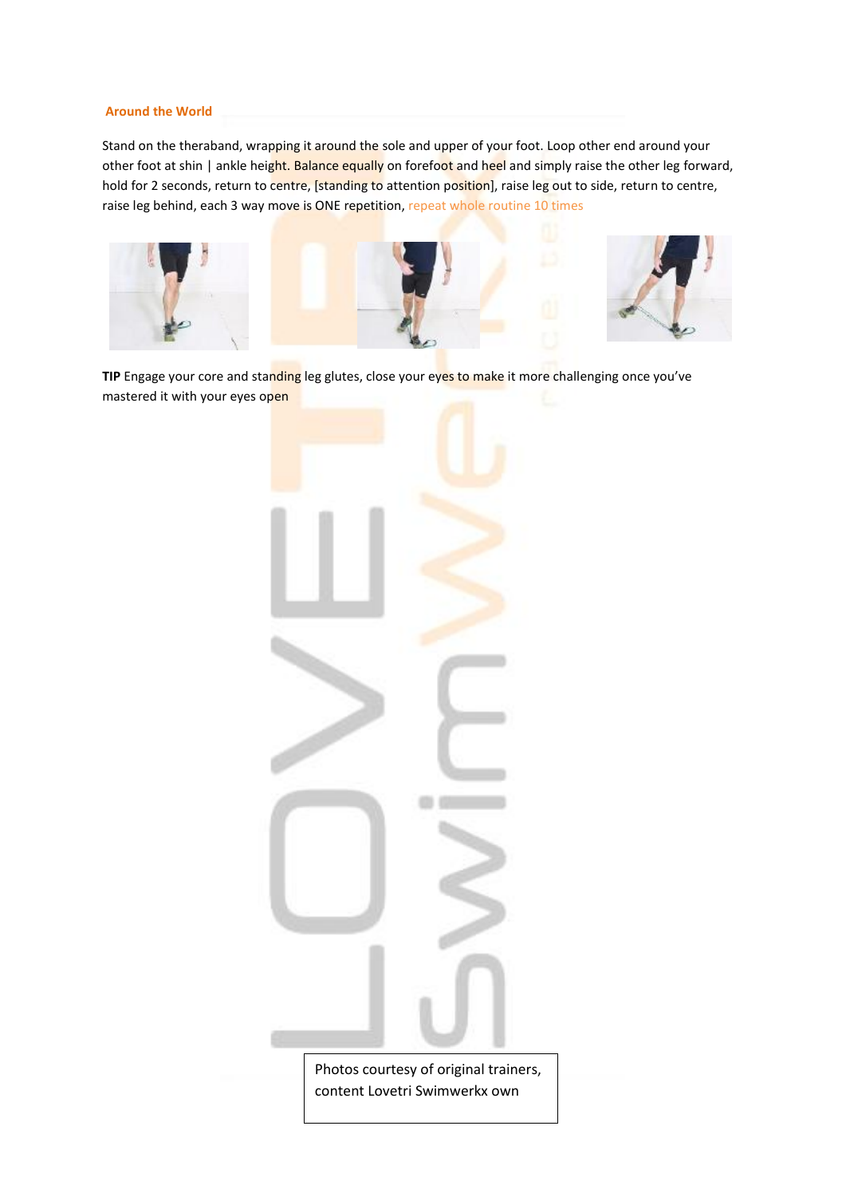## Around the World

Stand on the theraband, wrapping it around the sole and upper of your foot. Loop other end around your other foot at shin | ankle height. Balance equally on forefoot and heel and simply raise the other leg forward, hold for 2 seconds, return to centre, [standing to attention position], raise leg out to side, return to centre, raise leg behind, each 3 way move is ONE repetition, repeat whole routine 10 times

**TIP** Engage your core and standing leg glutes, close your eyes to make it more challenging once you've mastered it with your eyes open

Photos courtesy of original trainers, content Lovetri Swimwerkx own